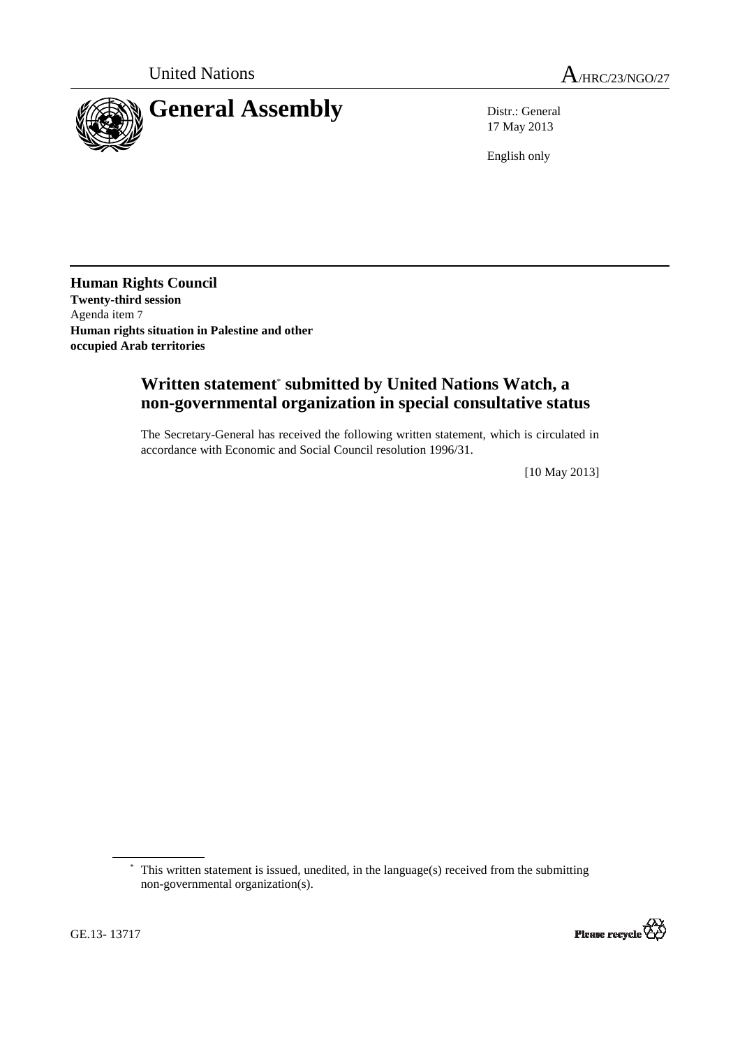United Nations

A/HRC/23/NGO/27

# General Assembly

Distr.: General
17 May 2013

English only

**Human Rights Council**
**Twenty-third session**
Agenda item 7
**Human rights situation in Palestine and other occupied Arab territories**

## Written statement* submitted by United Nations Watch, a non-governmental organization in special consultative status

The Secretary-General has received the following written statement, which is circulated in accordance with Economic and Social Council resolution 1996/31.

[10 May 2013]

* This written statement is issued, unedited, in the language(s) received from the submitting non-governmental organization(s).

GE.13- 13717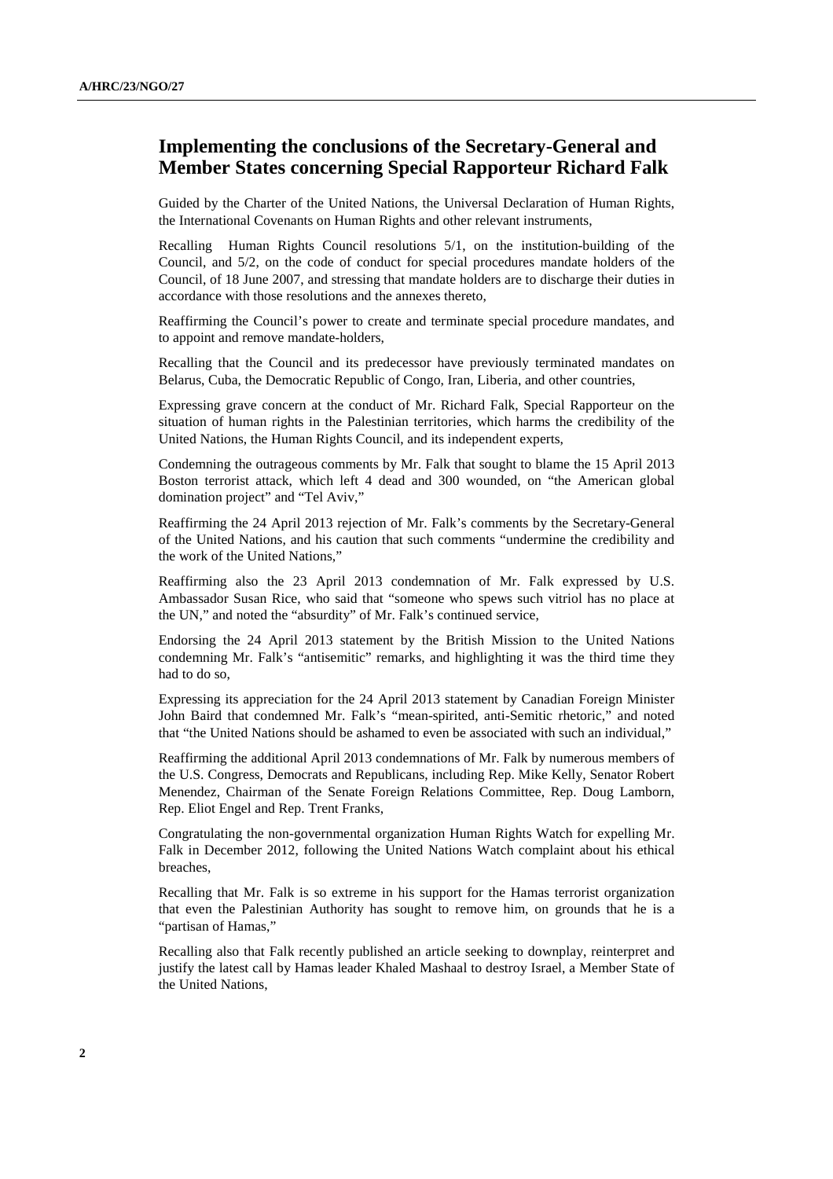## Implementing the conclusions of the Secretary-General and Member States concerning Special Rapporteur Richard Falk

Guided by the Charter of the United Nations, the Universal Declaration of Human Rights, the International Covenants on Human Rights and other relevant instruments,

Recalling Human Rights Council resolutions 5/1, on the institution-building of the Council, and 5/2, on the code of conduct for special procedures mandate holders of the Council, of 18 June 2007, and stressing that mandate holders are to discharge their duties in accordance with those resolutions and the annexes thereto,

Reaffirming the Council's power to create and terminate special procedure mandates, and to appoint and remove mandate-holders,

Recalling that the Council and its predecessor have previously terminated mandates on Belarus, Cuba, the Democratic Republic of Congo, Iran, Liberia, and other countries,

Expressing grave concern at the conduct of Mr. Richard Falk, Special Rapporteur on the situation of human rights in the Palestinian territories, which harms the credibility of the United Nations, the Human Rights Council, and its independent experts,

Condemning the outrageous comments by Mr. Falk that sought to blame the 15 April 2013 Boston terrorist attack, which left 4 dead and 300 wounded, on "the American global domination project" and "Tel Aviv,"

Reaffirming the 24 April 2013 rejection of Mr. Falk's comments by the Secretary-General of the United Nations, and his caution that such comments "undermine the credibility and the work of the United Nations,"

Reaffirming also the 23 April 2013 condemnation of Mr. Falk expressed by U.S. Ambassador Susan Rice, who said that "someone who spews such vitriol has no place at the UN," and noted the "absurdity" of Mr. Falk's continued service,

Endorsing the 24 April 2013 statement by the British Mission to the United Nations condemning Mr. Falk's "antisemitic" remarks, and highlighting it was the third time they had to do so,

Expressing its appreciation for the 24 April 2013 statement by Canadian Foreign Minister John Baird that condemned Mr. Falk's "mean-spirited, anti-Semitic rhetoric," and noted that "the United Nations should be ashamed to even be associated with such an individual,"

Reaffirming the additional April 2013 condemnations of Mr. Falk by numerous members of the U.S. Congress, Democrats and Republicans, including Rep. Mike Kelly, Senator Robert Menendez, Chairman of the Senate Foreign Relations Committee, Rep. Doug Lamborn, Rep. Eliot Engel and Rep. Trent Franks,

Congratulating the non-governmental organization Human Rights Watch for expelling Mr. Falk in December 2012, following the United Nations Watch complaint about his ethical breaches,

Recalling that Mr. Falk is so extreme in his support for the Hamas terrorist organization that even the Palestinian Authority has sought to remove him, on grounds that he is a "partisan of Hamas,"

Recalling also that Falk recently published an article seeking to downplay, reinterpret and justify the latest call by Hamas leader Khaled Mashaal to destroy Israel, a Member State of the United Nations,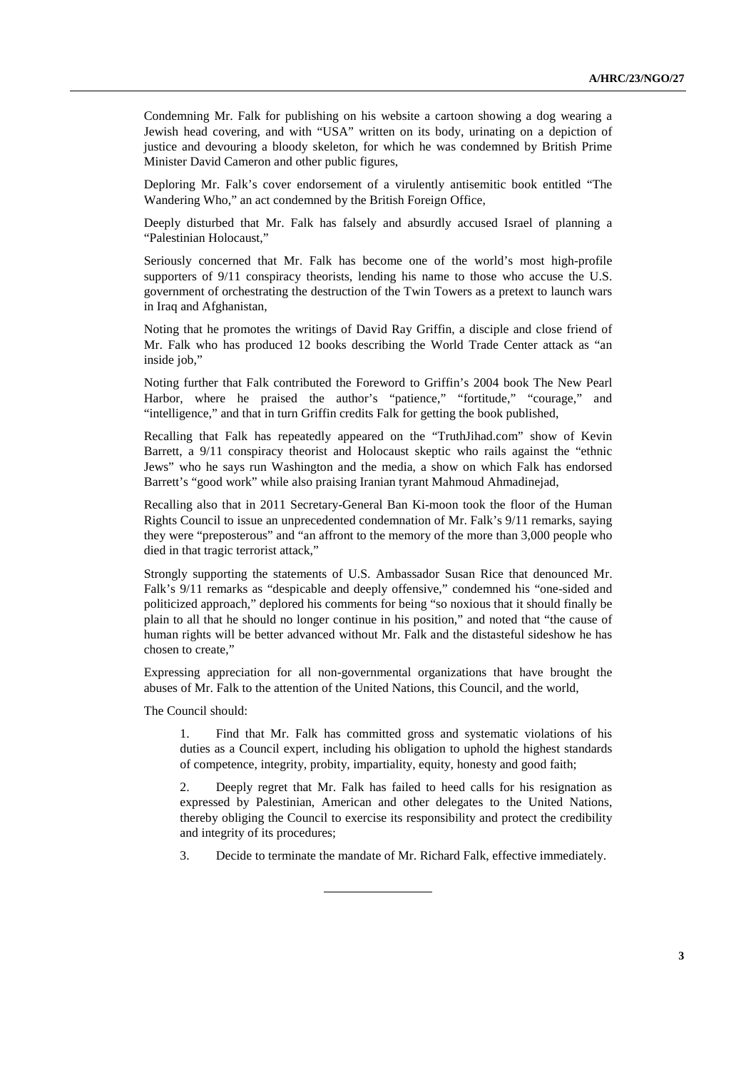Condemning Mr. Falk for publishing on his website a cartoon showing a dog wearing a Jewish head covering, and with "USA" written on its body, urinating on a depiction of justice and devouring a bloody skeleton, for which he was condemned by British Prime Minister David Cameron and other public figures,

Deploring Mr. Falk's cover endorsement of a virulently antisemitic book entitled "The Wandering Who," an act condemned by the British Foreign Office,

Deeply disturbed that Mr. Falk has falsely and absurdly accused Israel of planning a "Palestinian Holocaust,"

Seriously concerned that Mr. Falk has become one of the world's most high-profile supporters of 9/11 conspiracy theorists, lending his name to those who accuse the U.S. government of orchestrating the destruction of the Twin Towers as a pretext to launch wars in Iraq and Afghanistan,

Noting that he promotes the writings of David Ray Griffin, a disciple and close friend of Mr. Falk who has produced 12 books describing the World Trade Center attack as "an inside job,"

Noting further that Falk contributed the Foreword to Griffin's 2004 book The New Pearl Harbor, where he praised the author's "patience," "fortitude," "courage," and "intelligence," and that in turn Griffin credits Falk for getting the book published,

Recalling that Falk has repeatedly appeared on the "TruthJihad.com" show of Kevin Barrett, a 9/11 conspiracy theorist and Holocaust skeptic who rails against the "ethnic Jews" who he says run Washington and the media, a show on which Falk has endorsed Barrett's "good work" while also praising Iranian tyrant Mahmoud Ahmadinejad,

Recalling also that in 2011 Secretary-General Ban Ki-moon took the floor of the Human Rights Council to issue an unprecedented condemnation of Mr. Falk's 9/11 remarks, saying they were "preposterous" and "an affront to the memory of the more than 3,000 people who died in that tragic terrorist attack,"

Strongly supporting the statements of U.S. Ambassador Susan Rice that denounced Mr. Falk's 9/11 remarks as "despicable and deeply offensive," condemned his "one-sided and politicized approach," deplored his comments for being "so noxious that it should finally be plain to all that he should no longer continue in his position," and noted that "the cause of human rights will be better advanced without Mr. Falk and the distasteful sideshow he has chosen to create,"

Expressing appreciation for all non-governmental organizations that have brought the abuses of Mr. Falk to the attention of the United Nations, this Council, and the world,

The Council should:

1. Find that Mr. Falk has committed gross and systematic violations of his duties as a Council expert, including his obligation to uphold the highest standards of competence, integrity, probity, impartiality, equity, honesty and good faith;

2. Deeply regret that Mr. Falk has failed to heed calls for his resignation as expressed by Palestinian, American and other delegates to the United Nations, thereby obliging the Council to exercise its responsibility and protect the credibility and integrity of its procedures;

3. Decide to terminate the mandate of Mr. Richard Falk, effective immediately.